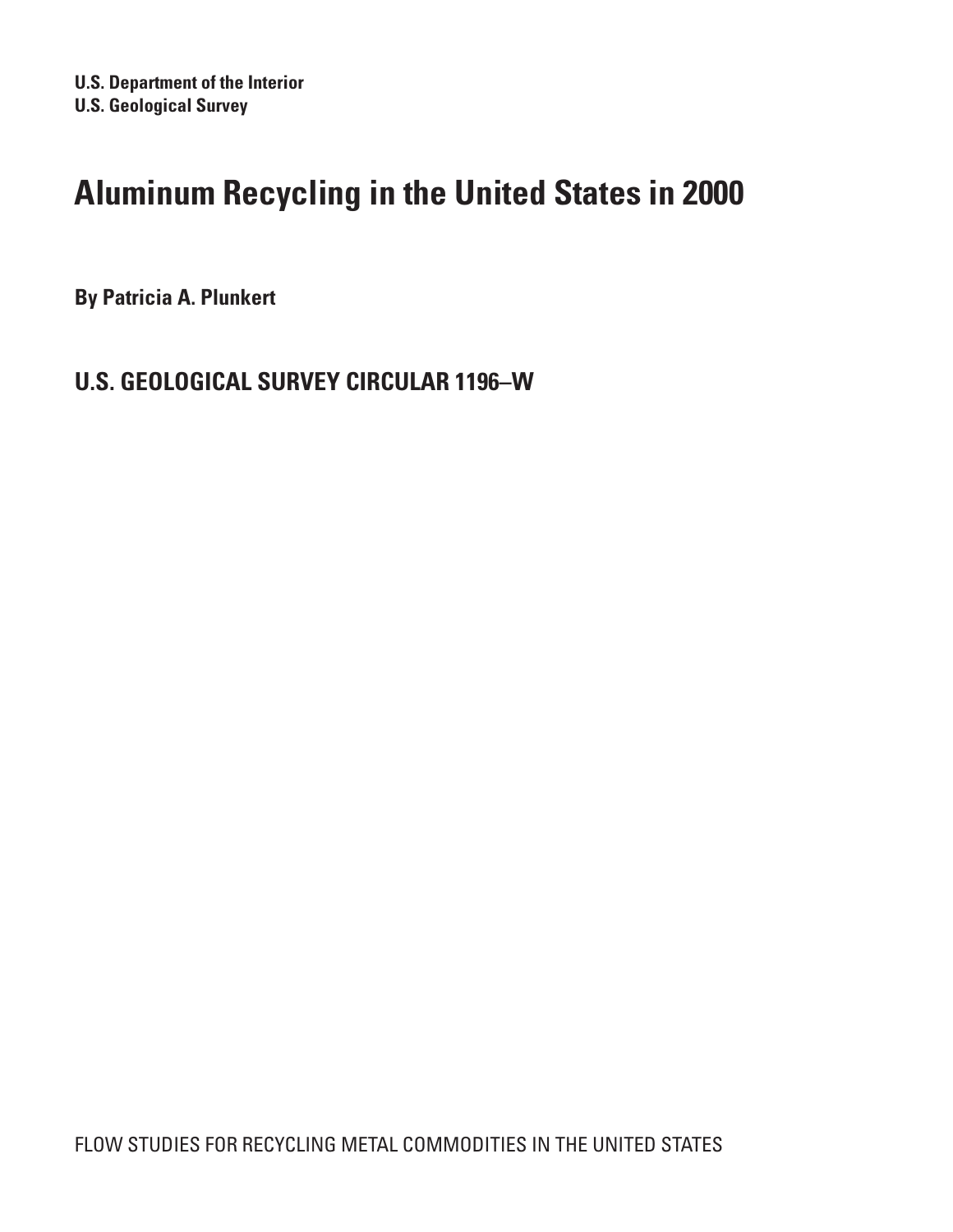**U.S. Department of the Interior**
**U.S. Geological Survey**

# Aluminum Recycling in the United States in 2000

**By Patricia A. Plunkert**

## U.S. GEOLOGICAL SURVEY CIRCULAR 1196–W

FLOW STUDIES FOR RECYCLING METAL COMMODITIES IN THE UNITED STATES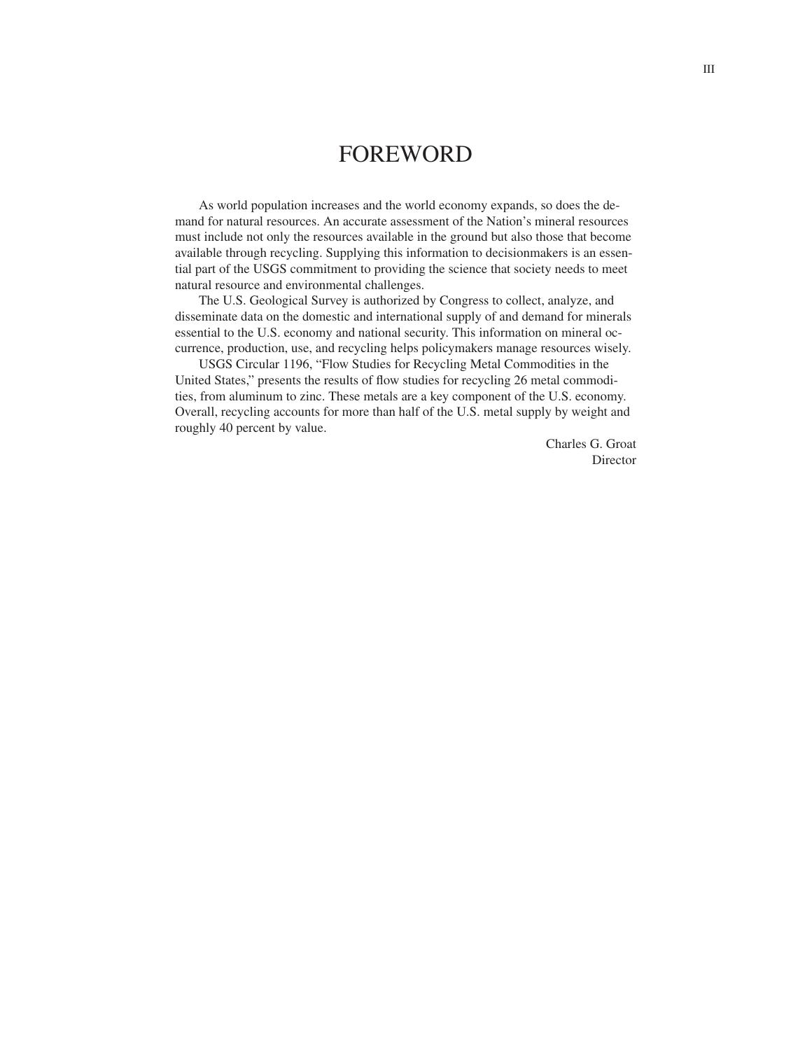# FOREWORD

As world population increases and the world economy expands, so does the demand for natural resources. An accurate assessment of the Nation's mineral resources must include not only the resources available in the ground but also those that become available through recycling. Supplying this information to decisionmakers is an essential part of the USGS commitment to providing the science that society needs to meet natural resource and environmental challenges.

The U.S. Geological Survey is authorized by Congress to collect, analyze, and disseminate data on the domestic and international supply of and demand for minerals essential to the U.S. economy and national security. This information on mineral occurrence, production, use, and recycling helps policymakers manage resources wisely.

USGS Circular 1196, "Flow Studies for Recycling Metal Commodities in the United States," presents the results of flow studies for recycling 26 metal commodities, from aluminum to zinc. These metals are a key component of the U.S. economy. Overall, recycling accounts for more than half of the U.S. metal supply by weight and roughly 40 percent by value.

Charles G. Groat
Director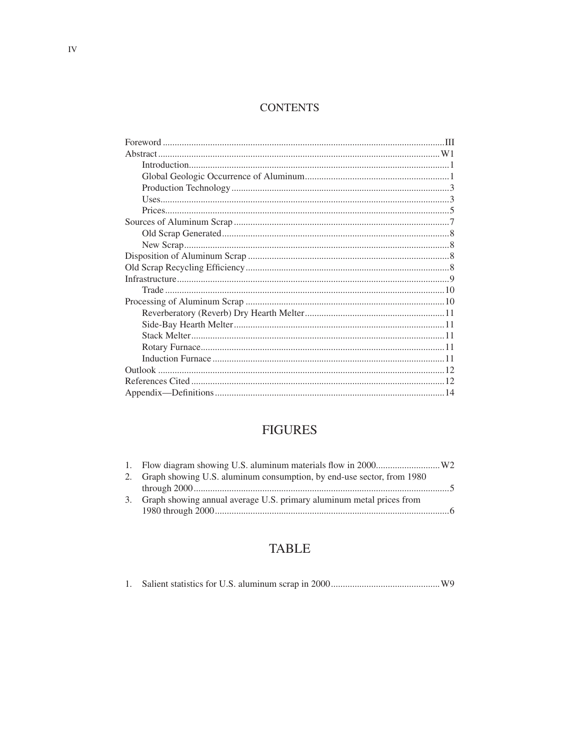## CONTENTS

Foreword ..... III
Abstract ..... W1
- Introduction ..... 1
- Global Geologic Occurrence of Aluminum ..... 1
- Production Technology ..... 3
- Uses ..... 3
- Prices ..... 5

Sources of Aluminum Scrap ..... 7
- Old Scrap Generated ..... 8
- New Scrap ..... 8

Disposition of Aluminum Scrap ..... 8
Old Scrap Recycling Efficiency ..... 8
Infrastructure ..... 9
- Trade ..... 10

Processing of Aluminum Scrap ..... 10
- Reverberatory (Reverb) Dry Hearth Melter ..... 11
- Side-Bay Hearth Melter ..... 11
- Stack Melter ..... 11
- Rotary Furnace ..... 11
- Induction Furnace ..... 11

Outlook ..... 12
References Cited ..... 12
Appendix—Definitions ..... 14

## FIGURES

1. Flow diagram showing U.S. aluminum materials flow in 2000 ..... W2
2. Graph showing U.S. aluminum consumption, by end-use sector, from 1980 through 2000 ..... 5
3. Graph showing annual average U.S. primary aluminum metal prices from 1980 through 2000 ..... 6

## TABLE

1. Salient statistics for U.S. aluminum scrap in 2000 ..... W9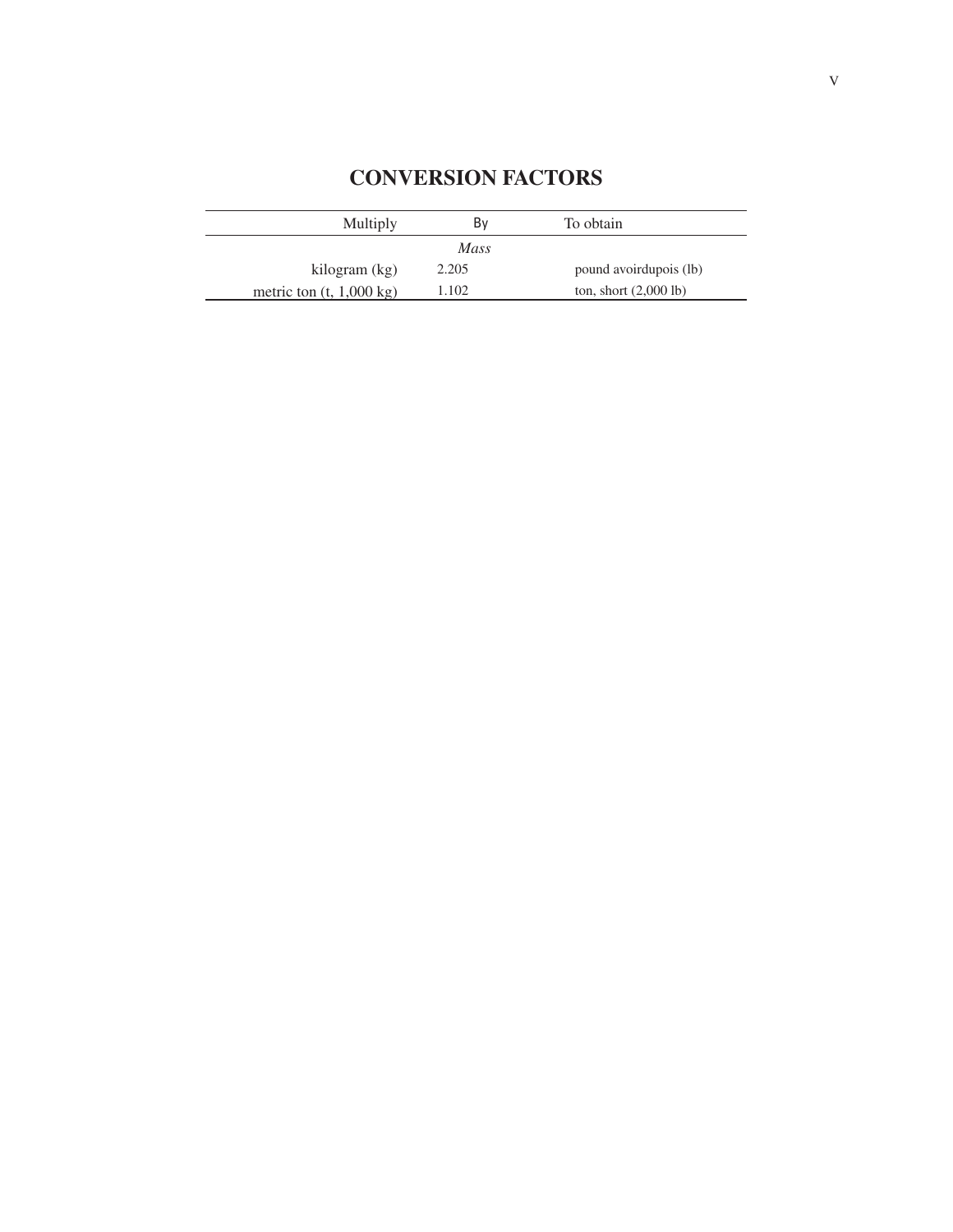# CONVERSION FACTORS

| Multiply | By | To obtain |
|---|---|---|
| | *Mass* | |
| kilogram (kg) | 2.205 | pound avoirdupois (lb) |
| metric ton (t, 1,000 kg) | 1.102 | ton, short (2,000 lb) |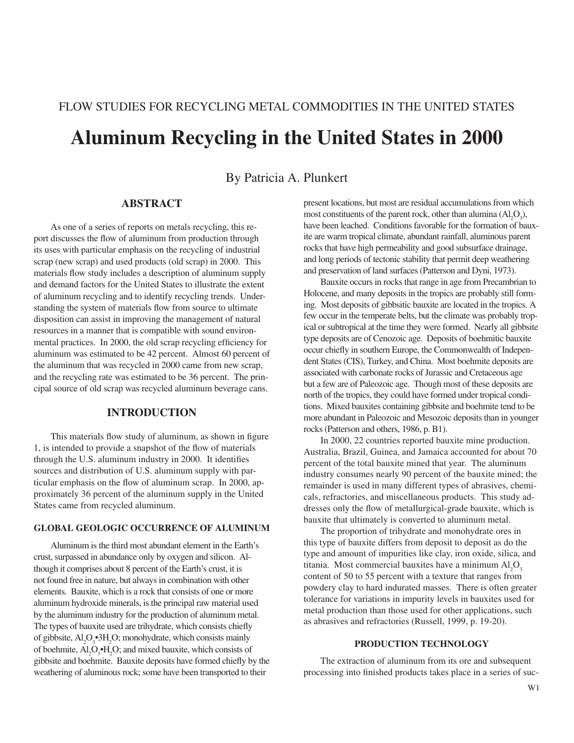FLOW STUDIES FOR RECYCLING METAL COMMODITIES IN THE UNITED STATES

# Aluminum Recycling in the United States in 2000

By Patricia A. Plunkert

## ABSTRACT

As one of a series of reports on metals recycling, this report discusses the flow of aluminum from production through its uses with particular emphasis on the recycling of industrial scrap (new scrap) and used products (old scrap) in 2000. This materials flow study includes a description of aluminum supply and demand factors for the United States to illustrate the extent of aluminum recycling and to identify recycling trends. Understanding the system of materials flow from source to ultimate disposition can assist in improving the management of natural resources in a manner that is compatible with sound environmental practices. In 2000, the old scrap recycling efficiency for aluminum was estimated to be 42 percent. Almost 60 percent of the aluminum that was recycled in 2000 came from new scrap, and the recycling rate was estimated to be 36 percent. The principal source of old scrap was recycled aluminum beverage cans.

## INTRODUCTION

This materials flow study of aluminum, as shown in figure 1, is intended to provide a snapshot of the flow of materials through the U.S. aluminum industry in 2000. It identifies sources and distribution of U.S. aluminum supply with particular emphasis on the flow of aluminum scrap. In 2000, approximately 36 percent of the aluminum supply in the United States came from recycled aluminum.

### GLOBAL GEOLOGIC OCCURRENCE OF ALUMINUM

Aluminum is the third most abundant element in the Earth's crust, surpassed in abundance only by oxygen and silicon. Although it comprises about 8 percent of the Earth's crust, it is not found free in nature, but always in combination with other elements. Bauxite, which is a rock that consists of one or more aluminum hydroxide minerals, is the principal raw material used by the aluminum industry for the production of aluminum metal. The types of bauxite used are trihydrate, which consists chiefly of gibbsite, $Al_2O_3 \bullet 3H_2O$; monohydrate, which consists mainly of boehmite, $Al_2O_3 \bullet H_2O$; and mixed bauxite, which consists of gibbsite and boehmite. Bauxite deposits have formed chiefly by the weathering of aluminous rock; some have been transported to their present locations, but most are residual accumulations from which most constituents of the parent rock, other than alumina ($Al_2O_3$), have been leached. Conditions favorable for the formation of bauxite are warm tropical climate, abundant rainfall, aluminous parent rocks that have high permeability and good subsurface drainage, and long periods of tectonic stability that permit deep weathering and preservation of land surfaces (Patterson and Dyni, 1973).

Bauxite occurs in rocks that range in age from Precambrian to Holocene, and many deposits in the tropics are probably still forming. Most deposits of gibbsitic bauxite are located in the tropics. A few occur in the temperate belts, but the climate was probably tropical or subtropical at the time they were formed. Nearly all gibbsite type deposits are of Cenozoic age. Deposits of boehmitic bauxite occur chiefly in southern Europe, the Commonwealth of Independent States (CIS), Turkey, and China. Most boehmite deposits are associated with carbonate rocks of Jurassic and Cretaceous age but a few are of Paleozoic age. Though most of these deposits are north of the tropics, they could have formed under tropical conditions. Mixed bauxites containing gibbsite and boehmite tend to be more abundant in Paleozoic and Mesozoic deposits than in younger rocks (Patterson and others, 1986, p. B1).

In 2000, 22 countries reported bauxite mine production. Australia, Brazil, Guinea, and Jamaica accounted for about 70 percent of the total bauxite mined that year. The aluminum industry consumes nearly 90 percent of the bauxite mined; the remainder is used in many different types of abrasives, chemicals, refractories, and miscellaneous products. This study addresses only the flow of metallurgical-grade bauxite, which is bauxite that ultimately is converted to aluminum metal.

The proportion of trihydrate and monohydrate ores in this type of bauxite differs from deposit to deposit as do the type and amount of impurities like clay, iron oxide, silica, and titania. Most commercial bauxites have a minimum $Al_2O_3$ content of 50 to 55 percent with a texture that ranges from powdery clay to hard indurated masses. There is often greater tolerance for variations in impurity levels in bauxites used for metal production than those used for other applications, such as abrasives and refractories (Russell, 1999, p. 19-20).

#### PRODUCTION TECHNOLOGY

The extraction of aluminum from its ore and subsequent processing into finished products takes place in a series of suc-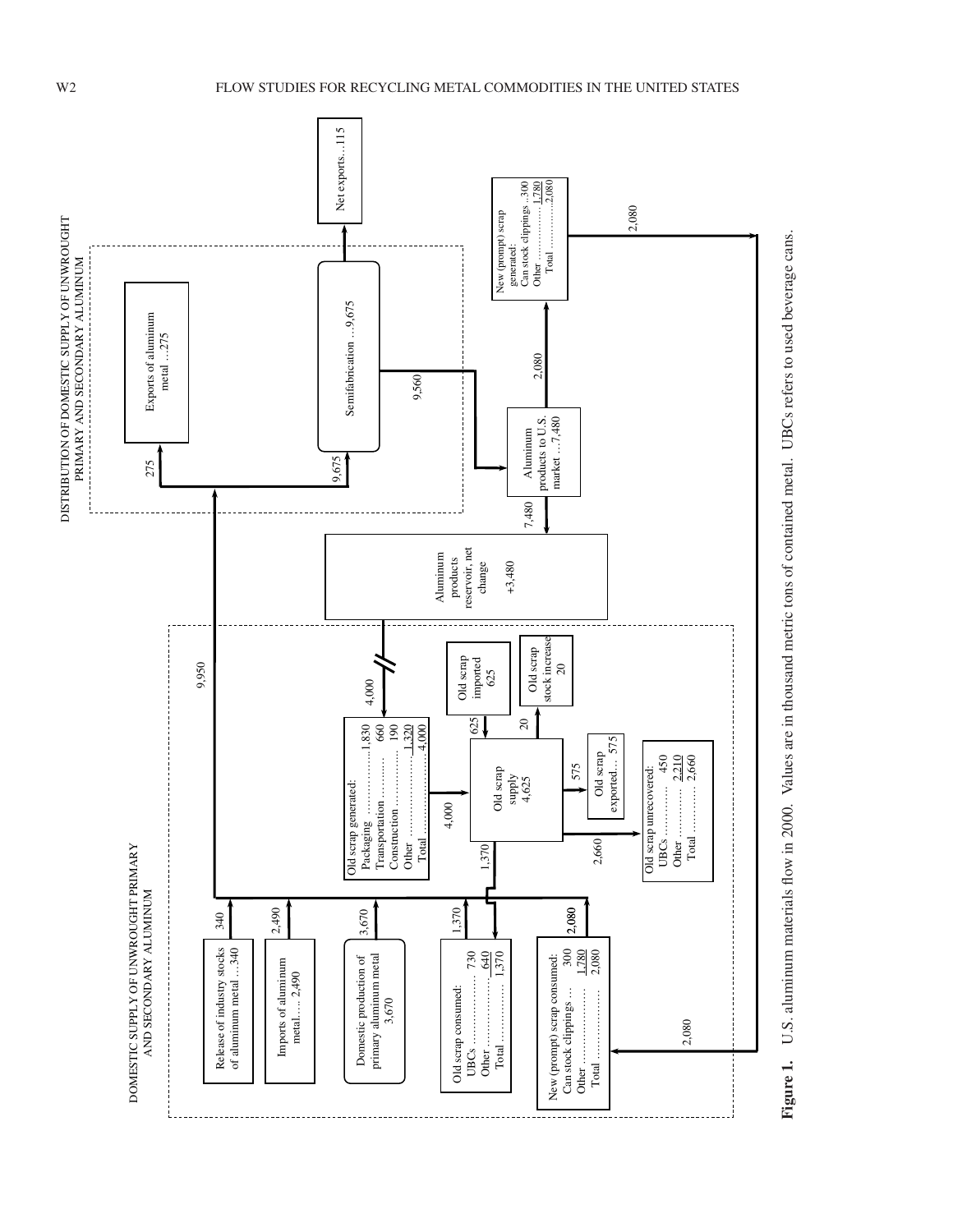DISTRIBUTION OF DOMESTIC SUPPLY OF UNWROUGHT PRIMARY AND SECONDARY ALUMINUM

Exports of aluminum metal ...275

Semifabrication ...9,675

Net exports...115

New (prompt) scrap generated:
Can stock clippings ..300
Other ................. 1,780
Total ................. 2,080

Aluminum products to U.S. market ...7,480

Aluminum products reservoir, net change +3,480

DOMESTIC SUPPLY OF UNWROUGHT PRIMARY AND SECONDARY ALUMINUM

Release of industry stocks of aluminum metal ...340

Imports of aluminum metal..... 2,490

Domestic production of primary aluminum metal 3,670

Old scrap consumed:
UBCs ................. 730
Other ................. 640
Total ................. 1,370

New (prompt) scrap consumed:
Can stock clippings ... 300
Other ................. 1,780
Total ................. 2,080

Old scrap generated:
Packaging ................. 1,830
Transportation ............ 660
Construction .............. 190
Other ..................... 1,320
Total ..................... 4,000

Old scrap supply 4,625

Old scrap imported 625

Old scrap stock increase 20

Old scrap exported... 575

Old scrap unrecovered:
UBCs ................. 450
Other ................. 2,210
Total ................. 2,660

Flow values: 275; 9,675; 9,560; 2,080; 7,480; 9,950; 4,000; 625; 20; 575; 2,660; 1,370; 340; 2,490; 3,670; 2,080

**Figure 1.** U.S. aluminum materials flow in 2000. Values are in thousand metric tons of contained metal. UBCs refers to used beverage cans.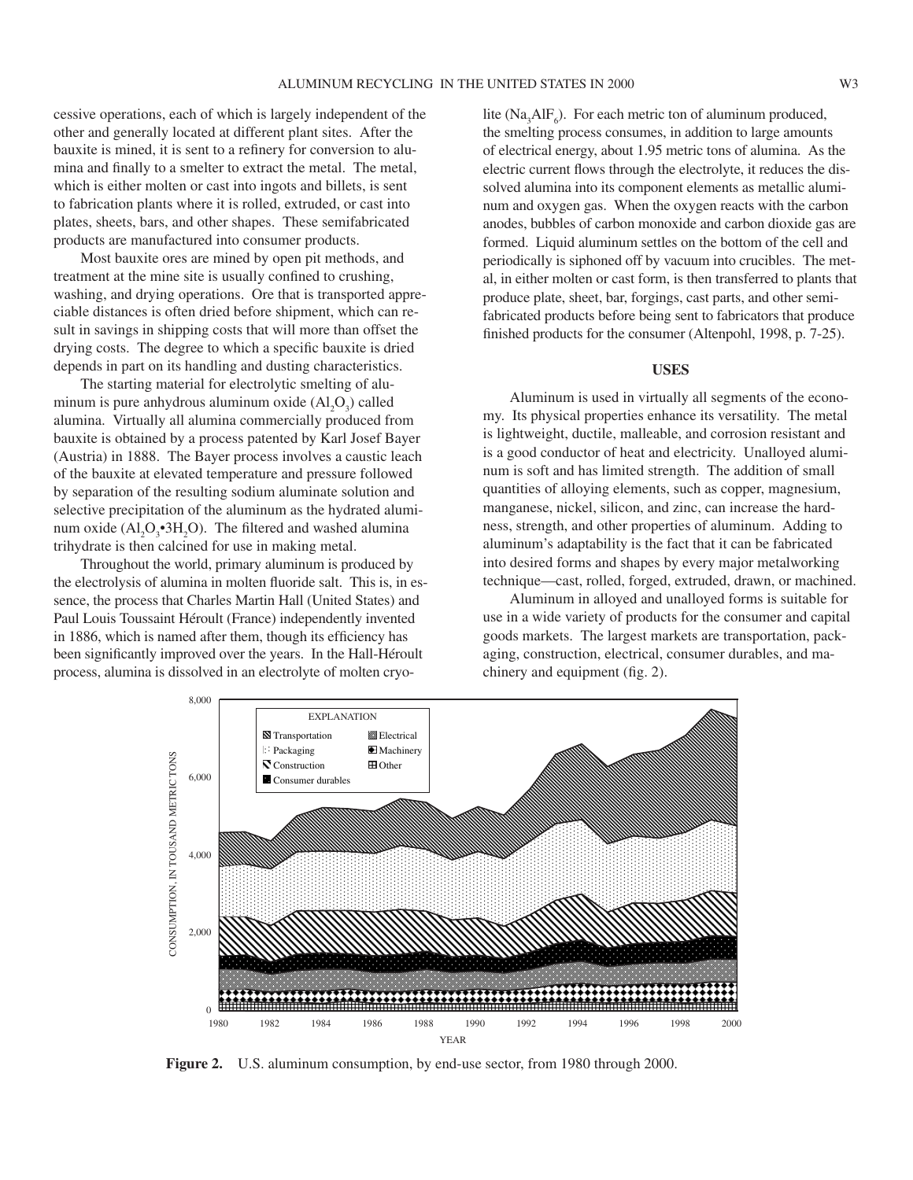cessive operations, each of which is largely independent of the other and generally located at different plant sites. After the bauxite is mined, it is sent to a refinery for conversion to alumina and finally to a smelter to extract the metal. The metal, which is either molten or cast into ingots and billets, is sent to fabrication plants where it is rolled, extruded, or cast into plates, sheets, bars, and other shapes. These semifabricated products are manufactured into consumer products.

Most bauxite ores are mined by open pit methods, and treatment at the mine site is usually confined to crushing, washing, and drying operations. Ore that is transported appreciable distances is often dried before shipment, which can result in savings in shipping costs that will more than offset the drying costs. The degree to which a specific bauxite is dried depends in part on its handling and dusting characteristics.

The starting material for electrolytic smelting of aluminum is pure anhydrous aluminum oxide ($Al_2O_3$) called alumina. Virtually all alumina commercially produced from bauxite is obtained by a process patented by Karl Josef Bayer (Austria) in 1888. The Bayer process involves a caustic leach of the bauxite at elevated temperature and pressure followed by separation of the resulting sodium aluminate solution and selective precipitation of the aluminum as the hydrated aluminum oxide ($Al_2O_3 \bullet 3H_2O$). The filtered and washed alumina trihydrate is then calcined for use in making metal.

Throughout the world, primary aluminum is produced by the electrolysis of alumina in molten fluoride salt. This is, in essence, the process that Charles Martin Hall (United States) and Paul Louis Toussaint Héroult (France) independently invented in 1886, which is named after them, though its efficiency has been significantly improved over the years. In the Hall-Héroult process, alumina is dissolved in an electrolyte of molten cryolite ($Na_3AlF_6$). For each metric ton of aluminum produced, the smelting process consumes, in addition to large amounts of electrical energy, about 1.95 metric tons of alumina. As the electric current flows through the electrolyte, it reduces the dissolved alumina into its component elements as metallic aluminum and oxygen gas. When the oxygen reacts with the carbon anodes, bubbles of carbon monoxide and carbon dioxide gas are formed. Liquid aluminum settles on the bottom of the cell and periodically is siphoned off by vacuum into crucibles. The metal, in either molten or cast form, is then transferred to plants that produce plate, sheet, bar, forgings, cast parts, and other semifabricated products before being sent to fabricators that produce finished products for the consumer (Altenpohl, 1998, p. 7-25).

## USES

Aluminum is used in virtually all segments of the economy. Its physical properties enhance its versatility. The metal is lightweight, ductile, malleable, and corrosion resistant and is a good conductor of heat and electricity. Unalloyed aluminum is soft and has limited strength. The addition of small quantities of alloying elements, such as copper, magnesium, manganese, nickel, silicon, and zinc, can increase the hardness, strength, and other properties of aluminum. Adding to aluminum's adaptability is the fact that it can be fabricated into desired forms and shapes by every major metalworking technique—cast, rolled, forged, extruded, drawn, or machined.

Aluminum in alloyed and unalloyed forms is suitable for use in a wide variety of products for the consumer and capital goods markets. The largest markets are transportation, packaging, construction, electrical, consumer durables, and machinery and equipment (fig. 2).

**Figure 2.** U.S. aluminum consumption, by end-use sector, from 1980 through 2000.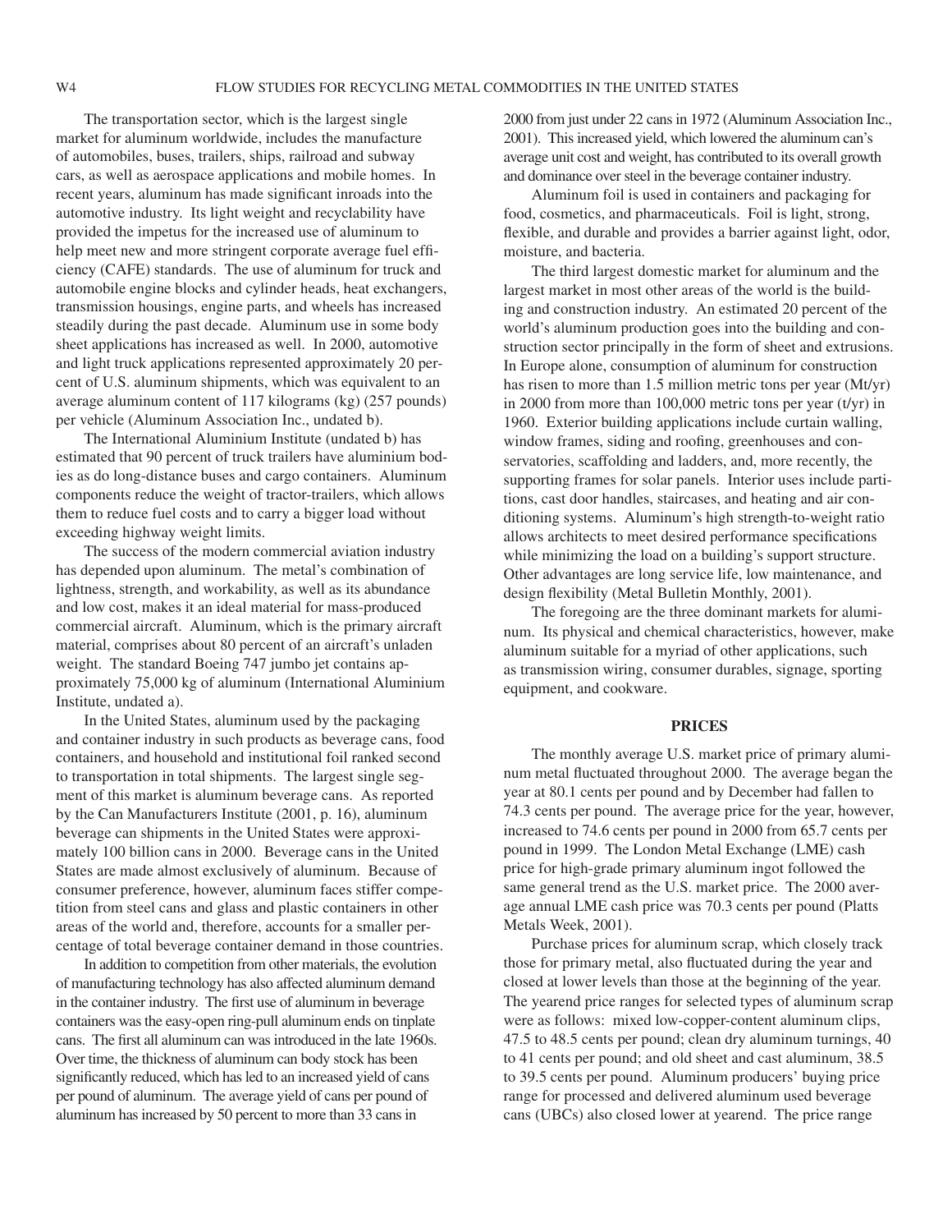The transportation sector, which is the largest single market for aluminum worldwide, includes the manufacture of automobiles, buses, trailers, ships, railroad and subway cars, as well as aerospace applications and mobile homes. In recent years, aluminum has made significant inroads into the automotive industry. Its light weight and recyclability have provided the impetus for the increased use of aluminum to help meet new and more stringent corporate average fuel efficiency (CAFE) standards. The use of aluminum for truck and automobile engine blocks and cylinder heads, heat exchangers, transmission housings, engine parts, and wheels has increased steadily during the past decade. Aluminum use in some body sheet applications has increased as well. In 2000, automotive and light truck applications represented approximately 20 percent of U.S. aluminum shipments, which was equivalent to an average aluminum content of 117 kilograms (kg) (257 pounds) per vehicle (Aluminum Association Inc., undated b).

The International Aluminium Institute (undated b) has estimated that 90 percent of truck trailers have aluminium bodies as do long-distance buses and cargo containers. Aluminum components reduce the weight of tractor-trailers, which allows them to reduce fuel costs and to carry a bigger load without exceeding highway weight limits.

The success of the modern commercial aviation industry has depended upon aluminum. The metal's combination of lightness, strength, and workability, as well as its abundance and low cost, makes it an ideal material for mass-produced commercial aircraft. Aluminum, which is the primary aircraft material, comprises about 80 percent of an aircraft's unladen weight. The standard Boeing 747 jumbo jet contains approximately 75,000 kg of aluminum (International Aluminium Institute, undated a).

In the United States, aluminum used by the packaging and container industry in such products as beverage cans, food containers, and household and institutional foil ranked second to transportation in total shipments. The largest single segment of this market is aluminum beverage cans. As reported by the Can Manufacturers Institute (2001, p. 16), aluminum beverage can shipments in the United States were approximately 100 billion cans in 2000. Beverage cans in the United States are made almost exclusively of aluminum. Because of consumer preference, however, aluminum faces stiffer competition from steel cans and glass and plastic containers in other areas of the world and, therefore, accounts for a smaller percentage of total beverage container demand in those countries.

In addition to competition from other materials, the evolution of manufacturing technology has also affected aluminum demand in the container industry. The first use of aluminum in beverage containers was the easy-open ring-pull aluminum ends on tinplate cans. The first all aluminum can was introduced in the late 1960s. Over time, the thickness of aluminum can body stock has been significantly reduced, which has led to an increased yield of cans per pound of aluminum. The average yield of cans per pound of aluminum has increased by 50 percent to more than 33 cans in 2000 from just under 22 cans in 1972 (Aluminum Association Inc., 2001). This increased yield, which lowered the aluminum can's average unit cost and weight, has contributed to its overall growth and dominance over steel in the beverage container industry.

Aluminum foil is used in containers and packaging for food, cosmetics, and pharmaceuticals. Foil is light, strong, flexible, and durable and provides a barrier against light, odor, moisture, and bacteria.

The third largest domestic market for aluminum and the largest market in most other areas of the world is the building and construction industry. An estimated 20 percent of the world's aluminum production goes into the building and construction sector principally in the form of sheet and extrusions. In Europe alone, consumption of aluminum for construction has risen to more than 1.5 million metric tons per year (Mt/yr) in 2000 from more than 100,000 metric tons per year (t/yr) in 1960. Exterior building applications include curtain walling, window frames, siding and roofing, greenhouses and conservatories, scaffolding and ladders, and, more recently, the supporting frames for solar panels. Interior uses include partitions, cast door handles, staircases, and heating and air conditioning systems. Aluminum's high strength-to-weight ratio allows architects to meet desired performance specifications while minimizing the load on a building's support structure. Other advantages are long service life, low maintenance, and design flexibility (Metal Bulletin Monthly, 2001).

The foregoing are the three dominant markets for aluminum. Its physical and chemical characteristics, however, make aluminum suitable for a myriad of other applications, such as transmission wiring, consumer durables, signage, sporting equipment, and cookware.

## PRICES

The monthly average U.S. market price of primary aluminum metal fluctuated throughout 2000. The average began the year at 80.1 cents per pound and by December had fallen to 74.3 cents per pound. The average price for the year, however, increased to 74.6 cents per pound in 2000 from 65.7 cents per pound in 1999. The London Metal Exchange (LME) cash price for high-grade primary aluminum ingot followed the same general trend as the U.S. market price. The 2000 average annual LME cash price was 70.3 cents per pound (Platts Metals Week, 2001).

Purchase prices for aluminum scrap, which closely track those for primary metal, also fluctuated during the year and closed at lower levels than those at the beginning of the year. The yearend price ranges for selected types of aluminum scrap were as follows: mixed low-copper-content aluminum clips, 47.5 to 48.5 cents per pound; clean dry aluminum turnings, 40 to 41 cents per pound; and old sheet and cast aluminum, 38.5 to 39.5 cents per pound. Aluminum producers' buying price range for processed and delivered aluminum used beverage cans (UBCs) also closed lower at yearend. The price range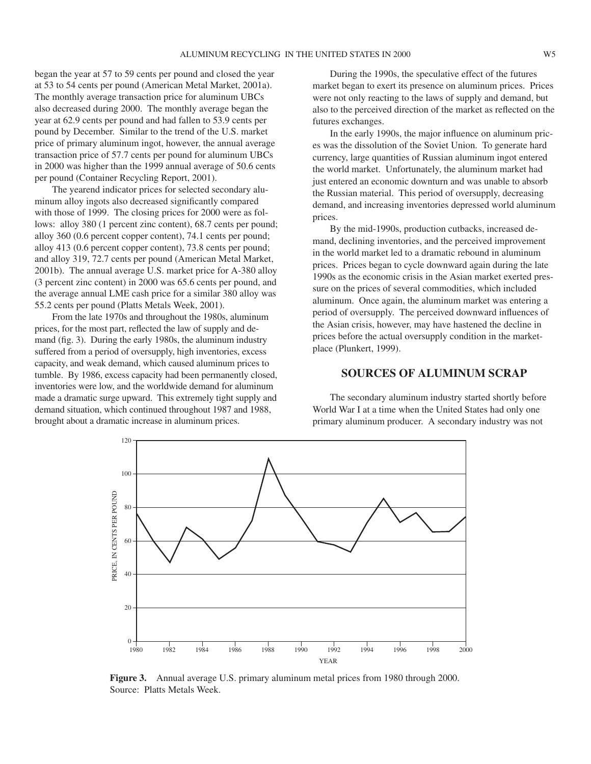began the year at 57 to 59 cents per pound and closed the year at 53 to 54 cents per pound (American Metal Market, 2001a). The monthly average transaction price for aluminum UBCs also decreased during 2000. The monthly average began the year at 62.9 cents per pound and had fallen to 53.9 cents per pound by December. Similar to the trend of the U.S. market price of primary aluminum ingot, however, the annual average transaction price of 57.7 cents per pound for aluminum UBCs in 2000 was higher than the 1999 annual average of 50.6 cents per pound (Container Recycling Report, 2001).

The yearend indicator prices for selected secondary aluminum alloy ingots also decreased significantly compared with those of 1999. The closing prices for 2000 were as follows: alloy 380 (1 percent zinc content), 68.7 cents per pound; alloy 360 (0.6 percent copper content), 74.1 cents per pound; alloy 413 (0.6 percent copper content), 73.8 cents per pound; and alloy 319, 72.7 cents per pound (American Metal Market, 2001b). The annual average U.S. market price for A-380 alloy (3 percent zinc content) in 2000 was 65.6 cents per pound, and the average annual LME cash price for a similar 380 alloy was 55.2 cents per pound (Platts Metals Week, 2001).

From the late 1970s and throughout the 1980s, aluminum prices, for the most part, reflected the law of supply and demand (fig. 3). During the early 1980s, the aluminum industry suffered from a period of oversupply, high inventories, excess capacity, and weak demand, which caused aluminum prices to tumble. By 1986, excess capacity had been permanently closed, inventories were low, and the worldwide demand for aluminum made a dramatic surge upward. This extremely tight supply and demand situation, which continued throughout 1987 and 1988, brought about a dramatic increase in aluminum prices.

During the 1990s, the speculative effect of the futures market began to exert its presence on aluminum prices. Prices were not only reacting to the laws of supply and demand, but also to the perceived direction of the market as reflected on the futures exchanges.

In the early 1990s, the major influence on aluminum prices was the dissolution of the Soviet Union. To generate hard currency, large quantities of Russian aluminum ingot entered the world market. Unfortunately, the aluminum market had just entered an economic downturn and was unable to absorb the Russian material. This period of oversupply, decreasing demand, and increasing inventories depressed world aluminum prices.

By the mid-1990s, production cutbacks, increased demand, declining inventories, and the perceived improvement in the world market led to a dramatic rebound in aluminum prices. Prices began to cycle downward again during the late 1990s as the economic crisis in the Asian market exerted pressure on the prices of several commodities, which included aluminum. Once again, the aluminum market was entering a period of oversupply. The perceived downward influences of the Asian crisis, however, may have hastened the decline in prices before the actual oversupply condition in the marketplace (Plunkert, 1999).

## SOURCES OF ALUMINUM SCRAP

The secondary aluminum industry started shortly before World War I at a time when the United States had only one primary aluminum producer. A secondary industry was not

**Figure 3.** Annual average U.S. primary aluminum metal prices from 1980 through 2000. Source: Platts Metals Week.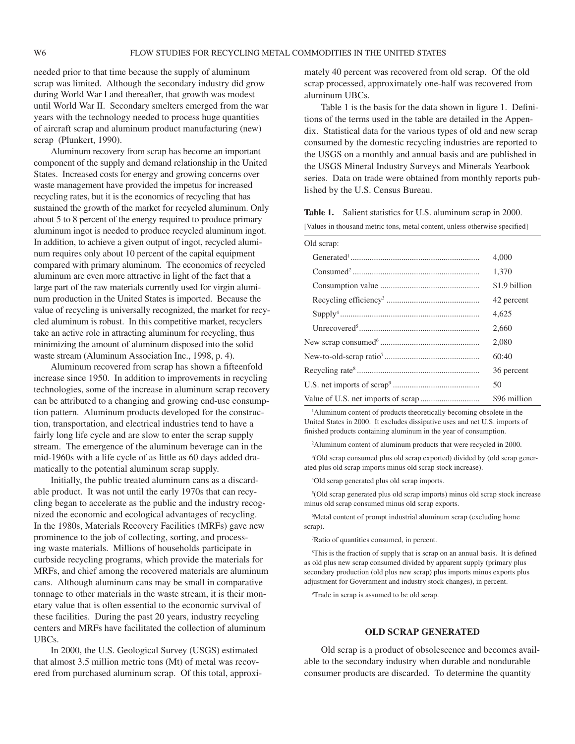needed prior to that time because the supply of aluminum scrap was limited. Although the secondary industry did grow during World War I and thereafter, that growth was modest until World War II. Secondary smelters emerged from the war years with the technology needed to process huge quantities of aircraft scrap and aluminum product manufacturing (new) scrap (Plunkert, 1990).

Aluminum recovery from scrap has become an important component of the supply and demand relationship in the United States. Increased costs for energy and growing concerns over waste management have provided the impetus for increased recycling rates, but it is the economics of recycling that has sustained the growth of the market for recycled aluminum. Only about 5 to 8 percent of the energy required to produce primary aluminum ingot is needed to produce recycled aluminum ingot. In addition, to achieve a given output of ingot, recycled aluminum requires only about 10 percent of the capital equipment compared with primary aluminum. The economics of recycled aluminum are even more attractive in light of the fact that a large part of the raw materials currently used for virgin aluminum production in the United States is imported. Because the value of recycling is universally recognized, the market for recycled aluminum is robust. In this competitive market, recyclers take an active role in attracting aluminum for recycling, thus minimizing the amount of aluminum disposed into the solid waste stream (Aluminum Association Inc., 1998, p. 4).

Aluminum recovered from scrap has shown a fifteenfold increase since 1950. In addition to improvements in recycling technologies, some of the increase in aluminum scrap recovery can be attributed to a changing and growing end-use consumption pattern. Aluminum products developed for the construction, transportation, and electrical industries tend to have a fairly long life cycle and are slow to enter the scrap supply stream. The emergence of the aluminum beverage can in the mid-1960s with a life cycle of as little as 60 days added dramatically to the potential aluminum scrap supply.

Initially, the public treated aluminum cans as a discardable product. It was not until the early 1970s that can recycling began to accelerate as the public and the industry recognized the economic and ecological advantages of recycling. In the 1980s, Materials Recovery Facilities (MRFs) gave new prominence to the job of collecting, sorting, and processing waste materials. Millions of households participate in curbside recycling programs, which provide the materials for MRFs, and chief among the recovered materials are aluminum cans. Although aluminum cans may be small in comparative tonnage to other materials in the waste stream, it is their monetary value that is often essential to the economic survival of these facilities. During the past 20 years, industry recycling centers and MRFs have facilitated the collection of aluminum UBCs.

In 2000, the U.S. Geological Survey (USGS) estimated that almost 3.5 million metric tons (Mt) of metal was recovered from purchased aluminum scrap. Of this total, approximately 40 percent was recovered from old scrap. Of the old scrap processed, approximately one-half was recovered from aluminum UBCs.

Table 1 is the basis for the data shown in figure 1. Definitions of the terms used in the table are detailed in the Appendix. Statistical data for the various types of old and new scrap consumed by the domestic recycling industries are reported to the USGS on a monthly and annual basis and are published in the USGS Mineral Industry Surveys and Minerals Yearbook series. Data on trade were obtained from monthly reports published by the U.S. Census Bureau.

**Table 1.** Salient statistics for U.S. aluminum scrap in 2000.

[Values in thousand metric tons, metal content, unless otherwise specified]

| | |
|---|---|
| Old scrap: | |
| Generated[1] | 4,000 |
| Consumed[2] | 1,370 |
| Consumption value | $1.9 billion |
| Recycling efficiency[3] | 42 percent |
| Supply[4] | 4,625 |
| Unrecovered[5] | 2,660 |
| New scrap consumed[6] | 2,080 |
| New-to-old-scrap ratio[7] | 60:40 |
| Recycling rate[8] | 36 percent |
| U.S. net imports of scrap[9] | 50 |
| Value of U.S. net imports of scrap | $96 million |

[1]Aluminum content of products theoretically becoming obsolete in the United States in 2000. It excludes dissipative uses and net U.S. imports of finished products containing aluminum in the year of consumption.

[2]Aluminum content of aluminum products that were recycled in 2000.

[3](Old scrap consumed plus old scrap exported) divided by (old scrap generated plus old scrap imports minus old scrap stock increase).

[4]Old scrap generated plus old scrap imports.

[5](Old scrap generated plus old scrap imports) minus old scrap stock increase minus old scrap consumed minus old scrap exports.

[6]Metal content of prompt industrial aluminum scrap (excluding home scrap).

[7]Ratio of quantities consumed, in percent.

[8]This is the fraction of supply that is scrap on an annual basis. It is defined as old plus new scrap consumed divided by apparent supply (primary plus secondary production (old plus new scrap) plus imports minus exports plus adjustment for Government and industry stock changes), in percent.

[9]Trade in scrap is assumed to be old scrap.

## OLD SCRAP GENERATED

Old scrap is a product of obsolescence and becomes available to the secondary industry when durable and nondurable consumer products are discarded. To determine the quantity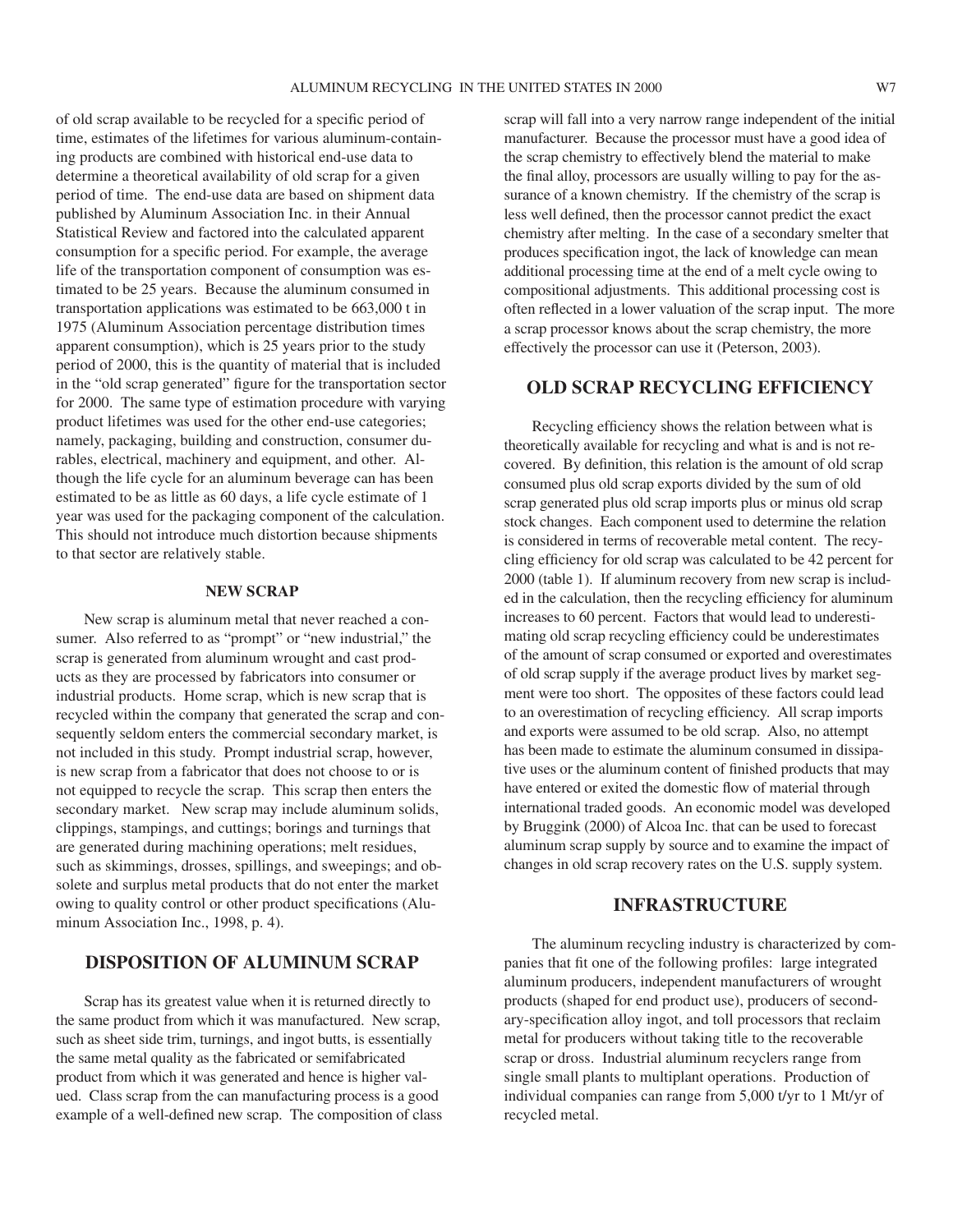of old scrap available to be recycled for a specific period of time, estimates of the lifetimes for various aluminum-containing products are combined with historical end-use data to determine a theoretical availability of old scrap for a given period of time. The end-use data are based on shipment data published by Aluminum Association Inc. in their Annual Statistical Review and factored into the calculated apparent consumption for a specific period. For example, the average life of the transportation component of consumption was estimated to be 25 years. Because the aluminum consumed in transportation applications was estimated to be 663,000 t in 1975 (Aluminum Association percentage distribution times apparent consumption), which is 25 years prior to the study period of 2000, this is the quantity of material that is included in the "old scrap generated" figure for the transportation sector for 2000. The same type of estimation procedure with varying product lifetimes was used for the other end-use categories; namely, packaging, building and construction, consumer durables, electrical, machinery and equipment, and other. Although the life cycle for an aluminum beverage can has been estimated to be as little as 60 days, a life cycle estimate of 1 year was used for the packaging component of the calculation. This should not introduce much distortion because shipments to that sector are relatively stable.

### NEW SCRAP

New scrap is aluminum metal that never reached a consumer. Also referred to as "prompt" or "new industrial," the scrap is generated from aluminum wrought and cast products as they are processed by fabricators into consumer or industrial products. Home scrap, which is new scrap that is recycled within the company that generated the scrap and consequently seldom enters the commercial secondary market, is not included in this study. Prompt industrial scrap, however, is new scrap from a fabricator that does not choose to or is not equipped to recycle the scrap. This scrap then enters the secondary market. New scrap may include aluminum solids, clippings, stampings, and cuttings; borings and turnings that are generated during machining operations; melt residues, such as skimmings, drosses, spillings, and sweepings; and obsolete and surplus metal products that do not enter the market owing to quality control or other product specifications (Aluminum Association Inc., 1998, p. 4).

## DISPOSITION OF ALUMINUM SCRAP

Scrap has its greatest value when it is returned directly to the same product from which it was manufactured. New scrap, such as sheet side trim, turnings, and ingot butts, is essentially the same metal quality as the fabricated or semifabricated product from which it was generated and hence is higher valued. Class scrap from the can manufacturing process is a good example of a well-defined new scrap. The composition of class scrap will fall into a very narrow range independent of the initial manufacturer. Because the processor must have a good idea of the scrap chemistry to effectively blend the material to make the final alloy, processors are usually willing to pay for the assurance of a known chemistry. If the chemistry of the scrap is less well defined, then the processor cannot predict the exact chemistry after melting. In the case of a secondary smelter that produces specification ingot, the lack of knowledge can mean additional processing time at the end of a melt cycle owing to compositional adjustments. This additional processing cost is often reflected in a lower valuation of the scrap input. The more a scrap processor knows about the scrap chemistry, the more effectively the processor can use it (Peterson, 2003).

## OLD SCRAP RECYCLING EFFICIENCY

Recycling efficiency shows the relation between what is theoretically available for recycling and what is and is not recovered. By definition, this relation is the amount of old scrap consumed plus old scrap exports divided by the sum of old scrap generated plus old scrap imports plus or minus old scrap stock changes. Each component used to determine the relation is considered in terms of recoverable metal content. The recycling efficiency for old scrap was calculated to be 42 percent for 2000 (table 1). If aluminum recovery from new scrap is included in the calculation, then the recycling efficiency for aluminum increases to 60 percent. Factors that would lead to underestimating old scrap recycling efficiency could be underestimates of the amount of scrap consumed or exported and overestimates of old scrap supply if the average product lives by market segment were too short. The opposites of these factors could lead to an overestimation of recycling efficiency. All scrap imports and exports were assumed to be old scrap. Also, no attempt has been made to estimate the aluminum consumed in dissipative uses or the aluminum content of finished products that may have entered or exited the domestic flow of material through international traded goods. An economic model was developed by Bruggink (2000) of Alcoa Inc. that can be used to forecast aluminum scrap supply by source and to examine the impact of changes in old scrap recovery rates on the U.S. supply system.

## INFRASTRUCTURE

The aluminum recycling industry is characterized by companies that fit one of the following profiles: large integrated aluminum producers, independent manufacturers of wrought products (shaped for end product use), producers of secondary-specification alloy ingot, and toll processors that reclaim metal for producers without taking title to the recoverable scrap or dross. Industrial aluminum recyclers range from single small plants to multiplant operations. Production of individual companies can range from 5,000 t/yr to 1 Mt/yr of recycled metal.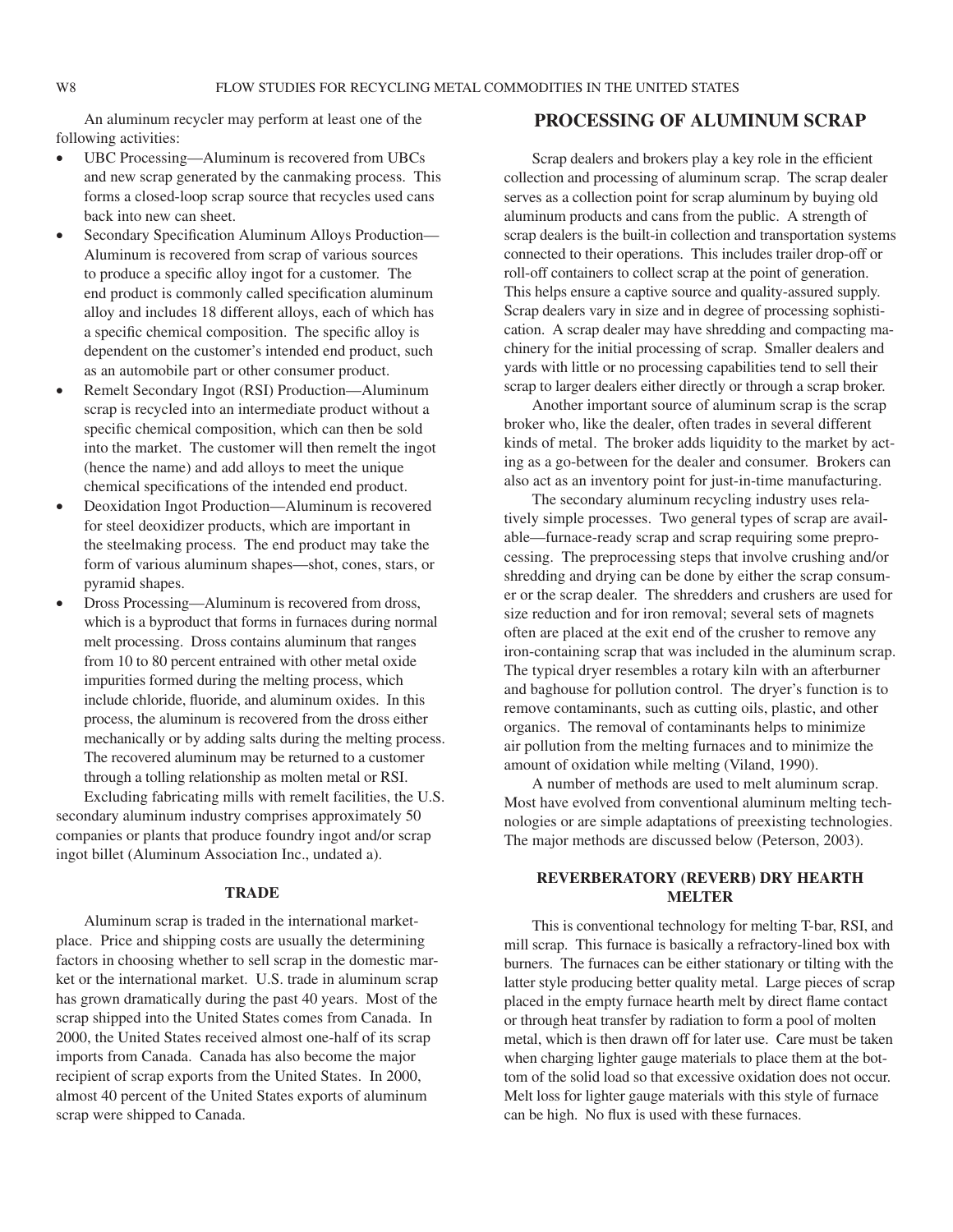An aluminum recycler may perform at least one of the following activities:

- UBC Processing—Aluminum is recovered from UBCs and new scrap generated by the canmaking process. This forms a closed-loop scrap source that recycles used cans back into new can sheet.
- Secondary Specification Aluminum Alloys Production—Aluminum is recovered from scrap of various sources to produce a specific alloy ingot for a customer. The end product is commonly called specification aluminum alloy and includes 18 different alloys, each of which has a specific chemical composition. The specific alloy is dependent on the customer's intended end product, such as an automobile part or other consumer product.
- Remelt Secondary Ingot (RSI) Production—Aluminum scrap is recycled into an intermediate product without a specific chemical composition, which can then be sold into the market. The customer will then remelt the ingot (hence the name) and add alloys to meet the unique chemical specifications of the intended end product.
- Deoxidation Ingot Production—Aluminum is recovered for steel deoxidizer products, which are important in the steelmaking process. The end product may take the form of various aluminum shapes—shot, cones, stars, or pyramid shapes.
- Dross Processing—Aluminum is recovered from dross, which is a byproduct that forms in furnaces during normal melt processing. Dross contains aluminum that ranges from 10 to 80 percent entrained with other metal oxide impurities formed during the melting process, which include chloride, fluoride, and aluminum oxides. In this process, the aluminum is recovered from the dross either mechanically or by adding salts during the melting process. The recovered aluminum may be returned to a customer through a tolling relationship as molten metal or RSI.

Excluding fabricating mills with remelt facilities, the U.S. secondary aluminum industry comprises approximately 50 companies or plants that produce foundry ingot and/or scrap ingot billet (Aluminum Association Inc., undated a).

### TRADE

Aluminum scrap is traded in the international marketplace. Price and shipping costs are usually the determining factors in choosing whether to sell scrap in the domestic market or the international market. U.S. trade in aluminum scrap has grown dramatically during the past 40 years. Most of the scrap shipped into the United States comes from Canada. In 2000, the United States received almost one-half of its scrap imports from Canada. Canada has also become the major recipient of scrap exports from the United States. In 2000, almost 40 percent of the United States exports of aluminum scrap were shipped to Canada.

## PROCESSING OF ALUMINUM SCRAP

Scrap dealers and brokers play a key role in the efficient collection and processing of aluminum scrap. The scrap dealer serves as a collection point for scrap aluminum by buying old aluminum products and cans from the public. A strength of scrap dealers is the built-in collection and transportation systems connected to their operations. This includes trailer drop-off or roll-off containers to collect scrap at the point of generation. This helps ensure a captive source and quality-assured supply. Scrap dealers vary in size and in degree of processing sophistication. A scrap dealer may have shredding and compacting machinery for the initial processing of scrap. Smaller dealers and yards with little or no processing capabilities tend to sell their scrap to larger dealers either directly or through a scrap broker.

Another important source of aluminum scrap is the scrap broker who, like the dealer, often trades in several different kinds of metal. The broker adds liquidity to the market by acting as a go-between for the dealer and consumer. Brokers can also act as an inventory point for just-in-time manufacturing.

The secondary aluminum recycling industry uses relatively simple processes. Two general types of scrap are available—furnace-ready scrap and scrap requiring some preprocessing. The preprocessing steps that involve crushing and/or shredding and drying can be done by either the scrap consumer or the scrap dealer. The shredders and crushers are used for size reduction and for iron removal; several sets of magnets often are placed at the exit end of the crusher to remove any iron-containing scrap that was included in the aluminum scrap. The typical dryer resembles a rotary kiln with an afterburner and baghouse for pollution control. The dryer's function is to remove contaminants, such as cutting oils, plastic, and other organics. The removal of contaminants helps to minimize air pollution from the melting furnaces and to minimize the amount of oxidation while melting (Viland, 1990).

A number of methods are used to melt aluminum scrap. Most have evolved from conventional aluminum melting technologies or are simple adaptations of preexisting technologies. The major methods are discussed below (Peterson, 2003).

### REVERBERATORY (REVERB) DRY HEARTH MELTER

This is conventional technology for melting T-bar, RSI, and mill scrap. This furnace is basically a refractory-lined box with burners. The furnaces can be either stationary or tilting with the latter style producing better quality metal. Large pieces of scrap placed in the empty furnace hearth melt by direct flame contact or through heat transfer by radiation to form a pool of molten metal, which is then drawn off for later use. Care must be taken when charging lighter gauge materials to place them at the bottom of the solid load so that excessive oxidation does not occur. Melt loss for lighter gauge materials with this style of furnace can be high. No flux is used with these furnaces.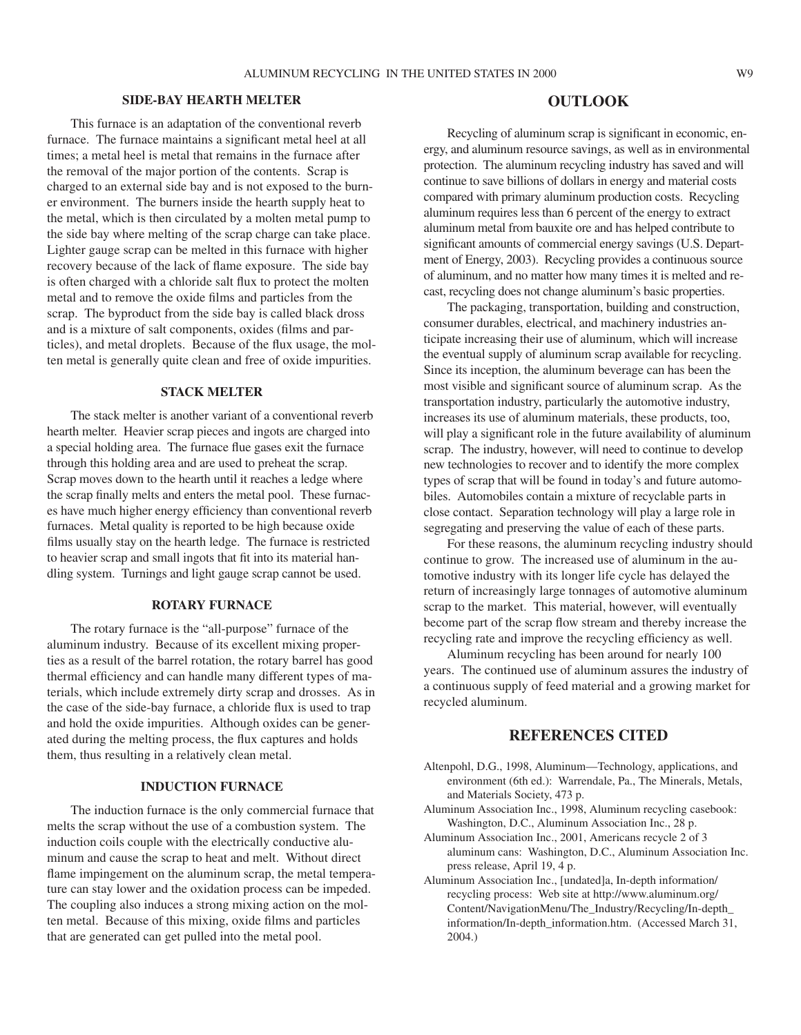### SIDE-BAY HEARTH MELTER

This furnace is an adaptation of the conventional reverb furnace. The furnace maintains a significant metal heel at all times; a metal heel is metal that remains in the furnace after the removal of the major portion of the contents. Scrap is charged to an external side bay and is not exposed to the burner environment. The burners inside the hearth supply heat to the metal, which is then circulated by a molten metal pump to the side bay where melting of the scrap charge can take place. Lighter gauge scrap can be melted in this furnace with higher recovery because of the lack of flame exposure. The side bay is often charged with a chloride salt flux to protect the molten metal and to remove the oxide films and particles from the scrap. The byproduct from the side bay is called black dross and is a mixture of salt components, oxides (films and particles), and metal droplets. Because of the flux usage, the molten metal is generally quite clean and free of oxide impurities.

### STACK MELTER

The stack melter is another variant of a conventional reverb hearth melter. Heavier scrap pieces and ingots are charged into a special holding area. The furnace flue gases exit the furnace through this holding area and are used to preheat the scrap. Scrap moves down to the hearth until it reaches a ledge where the scrap finally melts and enters the metal pool. These furnaces have much higher energy efficiency than conventional reverb furnaces. Metal quality is reported to be high because oxide films usually stay on the hearth ledge. The furnace is restricted to heavier scrap and small ingots that fit into its material handling system. Turnings and light gauge scrap cannot be used.

### ROTARY FURNACE

The rotary furnace is the "all-purpose" furnace of the aluminum industry. Because of its excellent mixing properties as a result of the barrel rotation, the rotary barrel has good thermal efficiency and can handle many different types of materials, which include extremely dirty scrap and drosses. As in the case of the side-bay furnace, a chloride flux is used to trap and hold the oxide impurities. Although oxides can be generated during the melting process, the flux captures and holds them, thus resulting in a relatively clean metal.

### INDUCTION FURNACE

The induction furnace is the only commercial furnace that melts the scrap without the use of a combustion system. The induction coils couple with the electrically conductive aluminum and cause the scrap to heat and melt. Without direct flame impingement on the aluminum scrap, the metal temperature can stay lower and the oxidation process can be impeded. The coupling also induces a strong mixing action on the molten metal. Because of this mixing, oxide films and particles that are generated can get pulled into the metal pool.

## OUTLOOK

Recycling of aluminum scrap is significant in economic, energy, and aluminum resource savings, as well as in environmental protection. The aluminum recycling industry has saved and will continue to save billions of dollars in energy and material costs compared with primary aluminum production costs. Recycling aluminum requires less than 6 percent of the energy to extract aluminum metal from bauxite ore and has helped contribute to significant amounts of commercial energy savings (U.S. Department of Energy, 2003). Recycling provides a continuous source of aluminum, and no matter how many times it is melted and recast, recycling does not change aluminum's basic properties.

The packaging, transportation, building and construction, consumer durables, electrical, and machinery industries anticipate increasing their use of aluminum, which will increase the eventual supply of aluminum scrap available for recycling. Since its inception, the aluminum beverage can has been the most visible and significant source of aluminum scrap. As the transportation industry, particularly the automotive industry, increases its use of aluminum materials, these products, too, will play a significant role in the future availability of aluminum scrap. The industry, however, will need to continue to develop new technologies to recover and to identify the more complex types of scrap that will be found in today's and future automobiles. Automobiles contain a mixture of recyclable parts in close contact. Separation technology will play a large role in segregating and preserving the value of each of these parts.

For these reasons, the aluminum recycling industry should continue to grow. The increased use of aluminum in the automotive industry with its longer life cycle has delayed the return of increasingly large tonnages of automotive aluminum scrap to the market. This material, however, will eventually become part of the scrap flow stream and thereby increase the recycling rate and improve the recycling efficiency as well.

Aluminum recycling has been around for nearly 100 years. The continued use of aluminum assures the industry of a continuous supply of feed material and a growing market for recycled aluminum.

## REFERENCES CITED

Altenpohl, D.G., 1998, Aluminum—Technology, applications, and environment (6th ed.): Warrendale, Pa., The Minerals, Metals, and Materials Society, 473 p.

Aluminum Association Inc., 1998, Aluminum recycling casebook: Washington, D.C., Aluminum Association Inc., 28 p.

Aluminum Association Inc., 2001, Americans recycle 2 of 3 aluminum cans: Washington, D.C., Aluminum Association Inc. press release, April 19, 4 p.

Aluminum Association Inc., [undated]a, In-depth information/recycling process: Web site at http://www.aluminum.org/Content/NavigationMenu/The_Industry/Recycling/In-depth_information/In-depth_information.htm. (Accessed March 31, 2004.)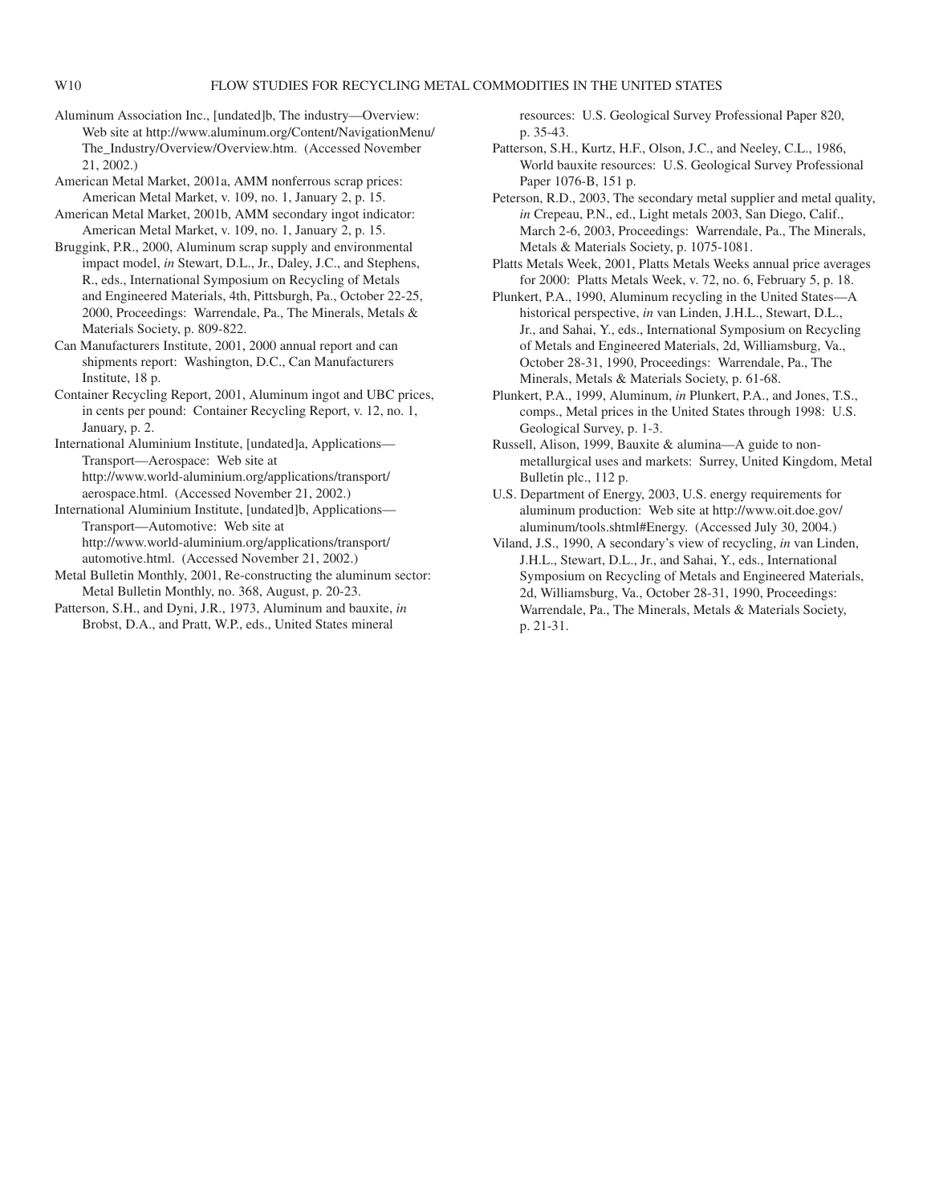Aluminum Association Inc., [undated]b, The industry—Overview: Web site at http://www.aluminum.org/Content/NavigationMenu/The_Industry/Overview/Overview.htm. (Accessed November 21, 2002.)

American Metal Market, 2001a, AMM nonferrous scrap prices: American Metal Market, v. 109, no. 1, January 2, p. 15.

American Metal Market, 2001b, AMM secondary ingot indicator: American Metal Market, v. 109, no. 1, January 2, p. 15.

Bruggink, P.R., 2000, Aluminum scrap supply and environmental impact model, *in* Stewart, D.L., Jr., Daley, J.C., and Stephens, R., eds., International Symposium on Recycling of Metals and Engineered Materials, 4th, Pittsburgh, Pa., October 22-25, 2000, Proceedings: Warrendale, Pa., The Minerals, Metals & Materials Society, p. 809-822.

Can Manufacturers Institute, 2001, 2000 annual report and can shipments report: Washington, D.C., Can Manufacturers Institute, 18 p.

Container Recycling Report, 2001, Aluminum ingot and UBC prices, in cents per pound: Container Recycling Report, v. 12, no. 1, January, p. 2.

International Aluminium Institute, [undated]a, Applications—Transport—Aerospace: Web site at http://www.world-aluminium.org/applications/transport/aerospace.html. (Accessed November 21, 2002.)

International Aluminium Institute, [undated]b, Applications—Transport—Automotive: Web site at http://www.world-aluminium.org/applications/transport/automotive.html. (Accessed November 21, 2002.)

Metal Bulletin Monthly, 2001, Re-constructing the aluminum sector: Metal Bulletin Monthly, no. 368, August, p. 20-23.

Patterson, S.H., and Dyni, J.R., 1973, Aluminum and bauxite, *in* Brobst, D.A., and Pratt, W.P., eds., United States mineral resources: U.S. Geological Survey Professional Paper 820, p. 35-43.

Patterson, S.H., Kurtz, H.F., Olson, J.C., and Neeley, C.L., 1986, World bauxite resources: U.S. Geological Survey Professional Paper 1076-B, 151 p.

Peterson, R.D., 2003, The secondary metal supplier and metal quality, *in* Crepeau, P.N., ed., Light metals 2003, San Diego, Calif., March 2-6, 2003, Proceedings: Warrendale, Pa., The Minerals, Metals & Materials Society, p. 1075-1081.

Platts Metals Week, 2001, Platts Metals Weeks annual price averages for 2000: Platts Metals Week, v. 72, no. 6, February 5, p. 18.

Plunkert, P.A., 1990, Aluminum recycling in the United States—A historical perspective, *in* van Linden, J.H.L., Stewart, D.L., Jr., and Sahai, Y., eds., International Symposium on Recycling of Metals and Engineered Materials, 2d, Williamsburg, Va., October 28-31, 1990, Proceedings: Warrendale, Pa., The Minerals, Metals & Materials Society, p. 61-68.

Plunkert, P.A., 1999, Aluminum, *in* Plunkert, P.A., and Jones, T.S., comps., Metal prices in the United States through 1998: U.S. Geological Survey, p. 1-3.

Russell, Alison, 1999, Bauxite & alumina—A guide to non-metallurgical uses and markets: Surrey, United Kingdom, Metal Bulletin plc., 112 p.

U.S. Department of Energy, 2003, U.S. energy requirements for aluminum production: Web site at http://www.oit.doe.gov/aluminum/tools.shtml#Energy. (Accessed July 30, 2004.)

Viland, J.S., 1990, A secondary's view of recycling, *in* van Linden, J.H.L., Stewart, D.L., Jr., and Sahai, Y., eds., International Symposium on Recycling of Metals and Engineered Materials, 2d, Williamsburg, Va., October 28-31, 1990, Proceedings: Warrendale, Pa., The Minerals, Metals & Materials Society, p. 21-31.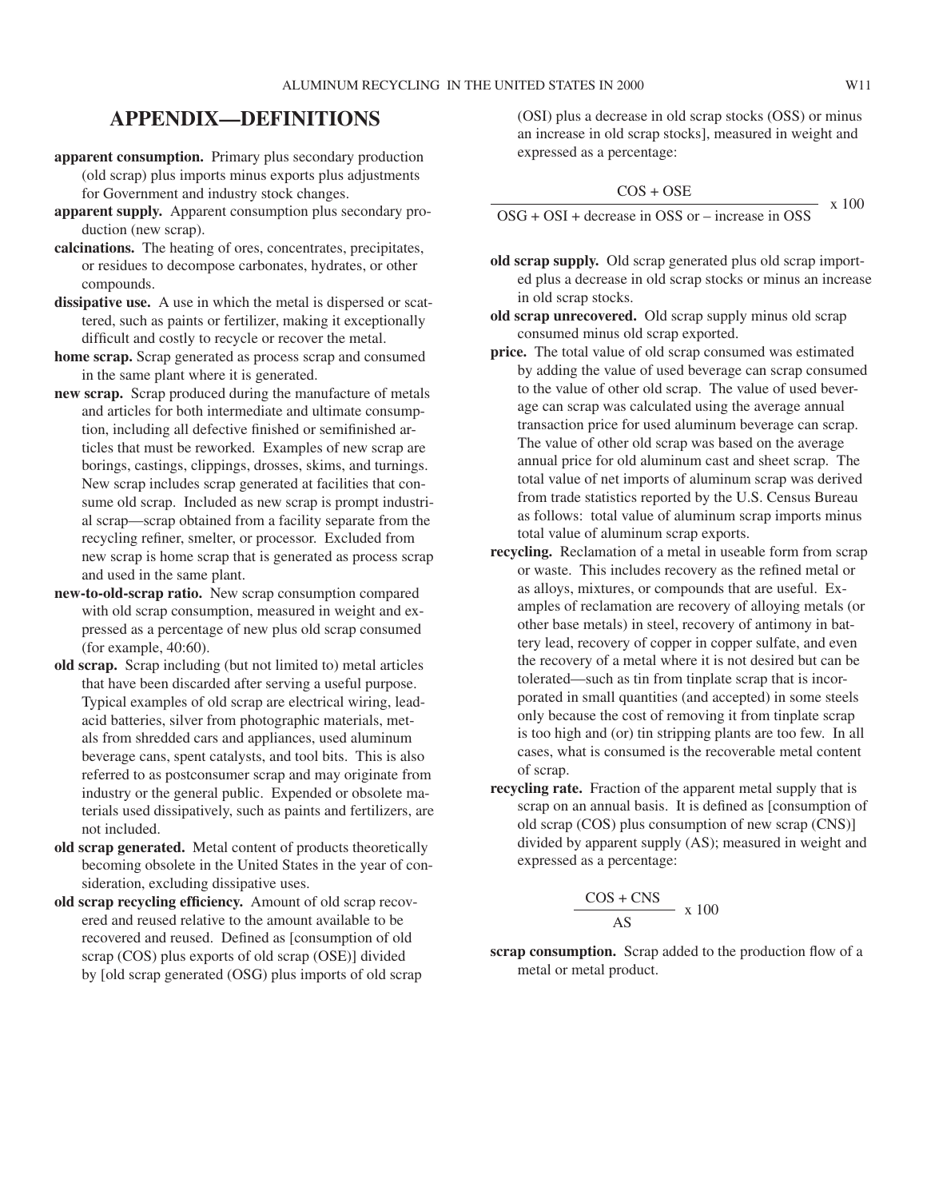## APPENDIX—DEFINITIONS

**apparent consumption.** Primary plus secondary production (old scrap) plus imports minus exports plus adjustments for Government and industry stock changes.

**apparent supply.** Apparent consumption plus secondary production (new scrap).

**calcinations.** The heating of ores, concentrates, precipitates, or residues to decompose carbonates, hydrates, or other compounds.

**dissipative use.** A use in which the metal is dispersed or scattered, such as paints or fertilizer, making it exceptionally difficult and costly to recycle or recover the metal.

**home scrap.** Scrap generated as process scrap and consumed in the same plant where it is generated.

**new scrap.** Scrap produced during the manufacture of metals and articles for both intermediate and ultimate consumption, including all defective finished or semifinished articles that must be reworked. Examples of new scrap are borings, castings, clippings, drosses, skims, and turnings. New scrap includes scrap generated at facilities that consume old scrap. Included as new scrap is prompt industrial scrap—scrap obtained from a facility separate from the recycling refiner, smelter, or processor. Excluded from new scrap is home scrap that is generated as process scrap and used in the same plant.

**new-to-old-scrap ratio.** New scrap consumption compared with old scrap consumption, measured in weight and expressed as a percentage of new plus old scrap consumed (for example, 40:60).

**old scrap.** Scrap including (but not limited to) metal articles that have been discarded after serving a useful purpose. Typical examples of old scrap are electrical wiring, lead-acid batteries, silver from photographic materials, metals from shredded cars and appliances, used aluminum beverage cans, spent catalysts, and tool bits. This is also referred to as postconsumer scrap and may originate from industry or the general public. Expended or obsolete materials used dissipatively, such as paints and fertilizers, are not included.

**old scrap generated.** Metal content of products theoretically becoming obsolete in the United States in the year of consideration, excluding dissipative uses.

**old scrap recycling efficiency.** Amount of old scrap recovered and reused relative to the amount available to be recovered and reused. Defined as [consumption of old scrap (COS) plus exports of old scrap (OSE)] divided by [old scrap generated (OSG) plus imports of old scrap (OSI) plus a decrease in old scrap stocks (OSS) or minus an increase in old scrap stocks], measured in weight and expressed as a percentage:

$$\frac{\text{COS} + \text{OSE}}{\text{OSG} + \text{OSI} + \text{decrease in OSS or} - \text{increase in OSS}} \times 100$$

**old scrap supply.** Old scrap generated plus old scrap imported plus a decrease in old scrap stocks or minus an increase in old scrap stocks.

**old scrap unrecovered.** Old scrap supply minus old scrap consumed minus old scrap exported.

**price.** The total value of old scrap consumed was estimated by adding the value of used beverage can scrap consumed to the value of other old scrap. The value of used beverage can scrap was calculated using the average annual transaction price for used aluminum beverage can scrap. The value of other old scrap was based on the average annual price for old aluminum cast and sheet scrap. The total value of net imports of aluminum scrap was derived from trade statistics reported by the U.S. Census Bureau as follows: total value of aluminum scrap imports minus total value of aluminum scrap exports.

**recycling.** Reclamation of a metal in useable form from scrap or waste. This includes recovery as the refined metal or as alloys, mixtures, or compounds that are useful. Examples of reclamation are recovery of alloying metals (or other base metals) in steel, recovery of antimony in battery lead, recovery of copper in copper sulfate, and even the recovery of a metal where it is not desired but can be tolerated—such as tin from tinplate scrap that is incorporated in small quantities (and accepted) in some steels only because the cost of removing it from tinplate scrap is too high and (or) tin stripping plants are too few. In all cases, what is consumed is the recoverable metal content of scrap.

**recycling rate.** Fraction of the apparent metal supply that is scrap on an annual basis. It is defined as [consumption of old scrap (COS) plus consumption of new scrap (CNS)] divided by apparent supply (AS); measured in weight and expressed as a percentage:

$$\frac{\text{COS} + \text{CNS}}{\text{AS}} \times 100$$

**scrap consumption.** Scrap added to the production flow of a metal or metal product.